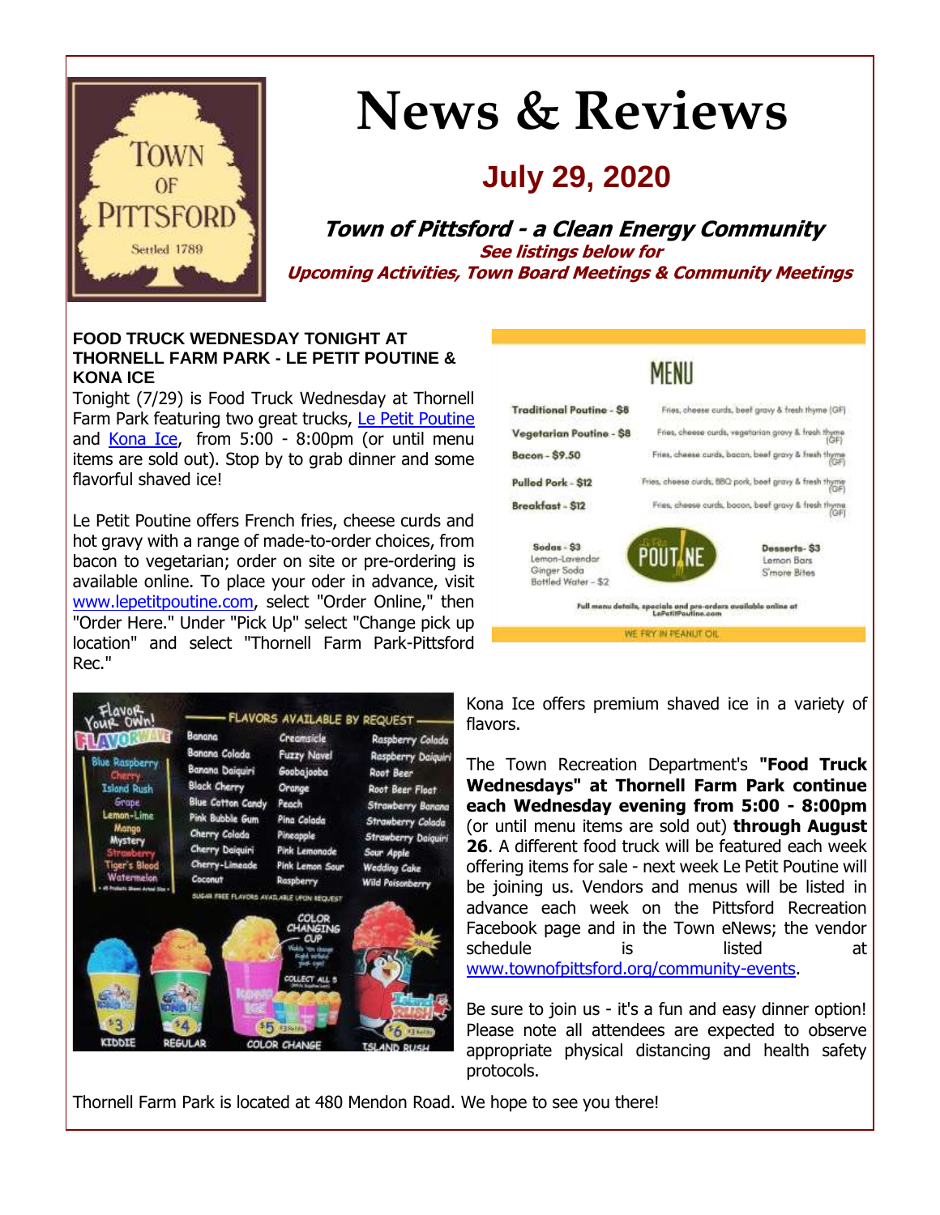# News & Reviews

## July 29, 2020

### *Town of Pittsford - a Clean Energy Community*

***See listings below for***
***Upcoming Activities, Town Board Meetings & Community Meetings***

### FOOD TRUCK WEDNESDAY TONIGHT AT THORNELL FARM PARK - LE PETIT POUTINE & KONA ICE

Tonight (7/29) is Food Truck Wednesday at Thornell Farm Park featuring two great trucks, Le Petit Poutine and Kona Ice, from 5:00 - 8:00pm (or until menu items are sold out). Stop by to grab dinner and some flavorful shaved ice!

Le Petit Poutine offers French fries, cheese curds and hot gravy with a range of made-to-order choices, from bacon to vegetarian; order on site or pre-ordering is available online. To place your oder in advance, visit www.lepetitpoutine.com, select "Order Online," then "Order Here." Under "Pick Up" select "Change pick up location" and select "Thornell Farm Park-Pittsford Rec."

Kona Ice offers premium shaved ice in a variety of flavors.

The Town Recreation Department's **"Food Truck Wednesdays" at Thornell Farm Park continue each Wednesday evening from 5:00 - 8:00pm** (or until menu items are sold out) **through August 26**. A different food truck will be featured each week offering items for sale - next week Le Petit Poutine will be joining us. Vendors and menus will be listed in advance each week on the Pittsford Recreation Facebook page and in the Town eNews; the vendor schedule is listed at www.townofpittsford.org/community-events.

Be sure to join us - it's a fun and easy dinner option! Please note all attendees are expected to observe appropriate physical distancing and health safety protocols.

Thornell Farm Park is located at 480 Mendon Road. We hope to see you there!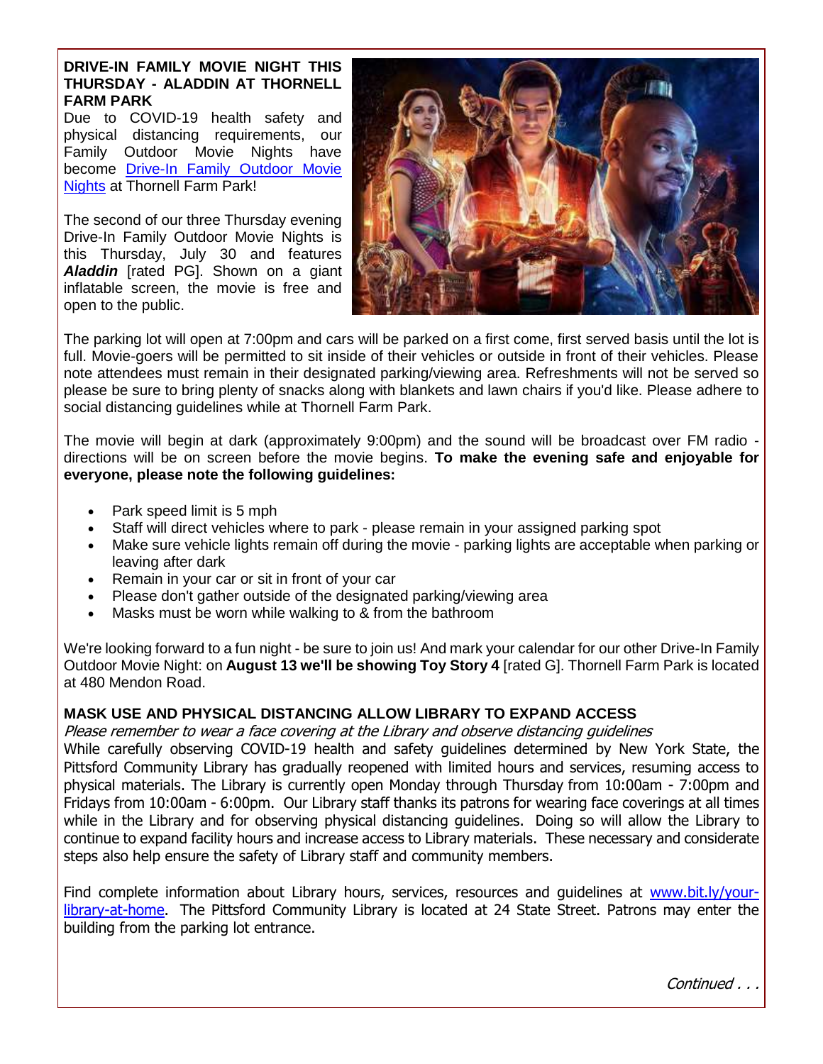**DRIVE-IN FAMILY MOVIE NIGHT THIS THURSDAY - ALADDIN AT THORNELL FARM PARK**

Due to COVID-19 health safety and physical distancing requirements, our Family Outdoor Movie Nights have become [Drive-In Family Outdoor Movie Nights] at Thornell Farm Park!

The second of our three Thursday evening Drive-In Family Outdoor Movie Nights is this Thursday, July 30 and features ***Aladdin*** [rated PG]. Shown on a giant inflatable screen, the movie is free and open to the public.

The parking lot will open at 7:00pm and cars will be parked on a first come, first served basis until the lot is full. Movie-goers will be permitted to sit inside of their vehicles or outside in front of their vehicles. Please note attendees must remain in their designated parking/viewing area. Refreshments will not be served so please be sure to bring plenty of snacks along with blankets and lawn chairs if you'd like. Please adhere to social distancing guidelines while at Thornell Farm Park.

The movie will begin at dark (approximately 9:00pm) and the sound will be broadcast over FM radio - directions will be on screen before the movie begins. **To make the evening safe and enjoyable for everyone, please note the following guidelines:**

- Park speed limit is 5 mph
- Staff will direct vehicles where to park - please remain in your assigned parking spot
- Make sure vehicle lights remain off during the movie - parking lights are acceptable when parking or leaving after dark
- Remain in your car or sit in front of your car
- Please don't gather outside of the designated parking/viewing area
- Masks must be worn while walking to & from the bathroom

We're looking forward to a fun night - be sure to join us! And mark your calendar for our other Drive-In Family Outdoor Movie Night: on **August 13 we'll be showing Toy Story 4** [rated G]. Thornell Farm Park is located at 480 Mendon Road.

**MASK USE AND PHYSICAL DISTANCING ALLOW LIBRARY TO EXPAND ACCESS**

*Please remember to wear a face covering at the Library and observe distancing guidelines*

While carefully observing COVID-19 health and safety guidelines determined by New York State, the Pittsford Community Library has gradually reopened with limited hours and services, resuming access to physical materials. The Library is currently open Monday through Thursday from 10:00am - 7:00pm and Fridays from 10:00am - 6:00pm. Our Library staff thanks its patrons for wearing face coverings at all times while in the Library and for observing physical distancing guidelines. Doing so will allow the Library to continue to expand facility hours and increase access to Library materials. These necessary and considerate steps also help ensure the safety of Library staff and community members.

Find complete information about Library hours, services, resources and guidelines at [www.bit.ly/your-library-at-home]. The Pittsford Community Library is located at 24 State Street. Patrons may enter the building from the parking lot entrance.

*Continued . . .*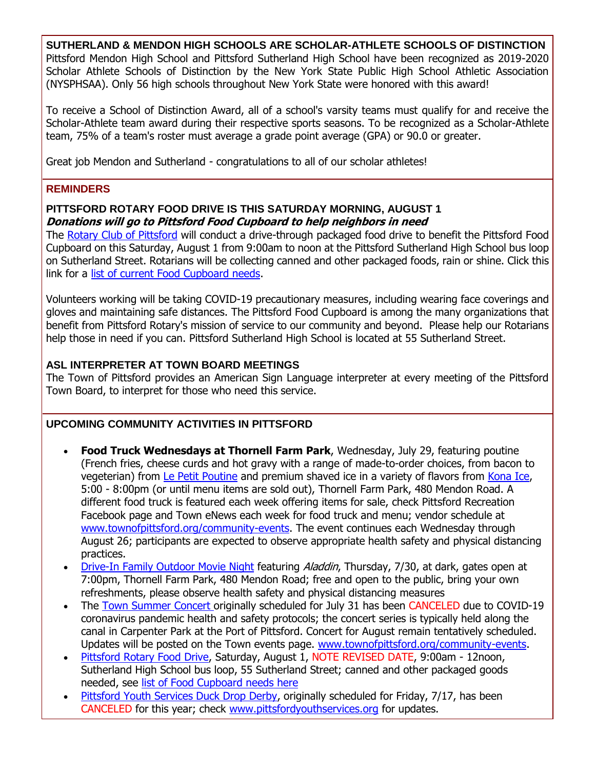## SUTHERLAND & MENDON HIGH SCHOOLS ARE SCHOLAR-ATHLETE SCHOOLS OF DISTINCTION

Pittsford Mendon High School and Pittsford Sutherland High School have been recognized as 2019-2020 Scholar Athlete Schools of Distinction by the New York State Public High School Athletic Association (NYSPHSAA). Only 56 high schools throughout New York State were honored with this award!

To receive a School of Distinction Award, all of a school's varsity teams must qualify for and receive the Scholar-Athlete team award during their respective sports seasons. To be recognized as a Scholar-Athlete team, 75% of a team's roster must average a grade point average (GPA) or 90.0 or greater.

Great job Mendon and Sutherland - congratulations to all of our scholar athletes!

## REMINDERS

### PITTSFORD ROTARY FOOD DRIVE IS THIS SATURDAY MORNING, AUGUST 1

***Donations will go to Pittsford Food Cupboard to help neighbors in need***

The Rotary Club of Pittsford will conduct a drive-through packaged food drive to benefit the Pittsford Food Cupboard on this Saturday, August 1 from 9:00am to noon at the Pittsford Sutherland High School bus loop on Sutherland Street. Rotarians will be collecting canned and other packaged foods, rain or shine. Click this link for a list of current Food Cupboard needs.

Volunteers working will be taking COVID-19 precautionary measures, including wearing face coverings and gloves and maintaining safe distances. The Pittsford Food Cupboard is among the many organizations that benefit from Pittsford Rotary's mission of service to our community and beyond. Please help our Rotarians help those in need if you can. Pittsford Sutherland High School is located at 55 Sutherland Street.

### ASL INTERPRETER AT TOWN BOARD MEETINGS

The Town of Pittsford provides an American Sign Language interpreter at every meeting of the Pittsford Town Board, to interpret for those who need this service.

## UPCOMING COMMUNITY ACTIVITIES IN PITTSFORD

- **Food Truck Wednesdays at Thornell Farm Park**, Wednesday, July 29, featuring poutine (French fries, cheese curds and hot gravy with a range of made-to-order choices, from bacon to vegeterian) from Le Petit Poutine and premium shaved ice in a variety of flavors from Kona Ice, 5:00 - 8:00pm (or until menu items are sold out), Thornell Farm Park, 480 Mendon Road. A different food truck is featured each week offering items for sale, check Pittsford Recreation Facebook page and Town eNews each week for food truck and menu; vendor schedule at www.townofpittsford.org/community-events. The event continues each Wednesday through August 26; participants are expected to observe appropriate health safety and physical distancing practices.
- Drive-In Family Outdoor Movie Night featuring *Aladdin*, Thursday, 7/30, at dark, gates open at 7:00pm, Thornell Farm Park, 480 Mendon Road; free and open to the public, bring your own refreshments, please observe health safety and physical distancing measures
- The Town Summer Concert originally scheduled for July 31 has been CANCELED due to COVID-19 coronavirus pandemic health and safety protocols; the concert series is typically held along the canal in Carpenter Park at the Port of Pittsford. Concert for August remain tentatively scheduled. Updates will be posted on the Town events page. www.townofpittsford.org/community-events.
- Pittsford Rotary Food Drive, Saturday, August 1, NOTE REVISED DATE, 9:00am - 12noon, Sutherland High School bus loop, 55 Sutherland Street; canned and other packaged goods needed, see list of Food Cupboard needs here
- Pittsford Youth Services Duck Drop Derby, originally scheduled for Friday, 7/17, has been CANCELED for this year; check www.pittsfordyouthservices.org for updates.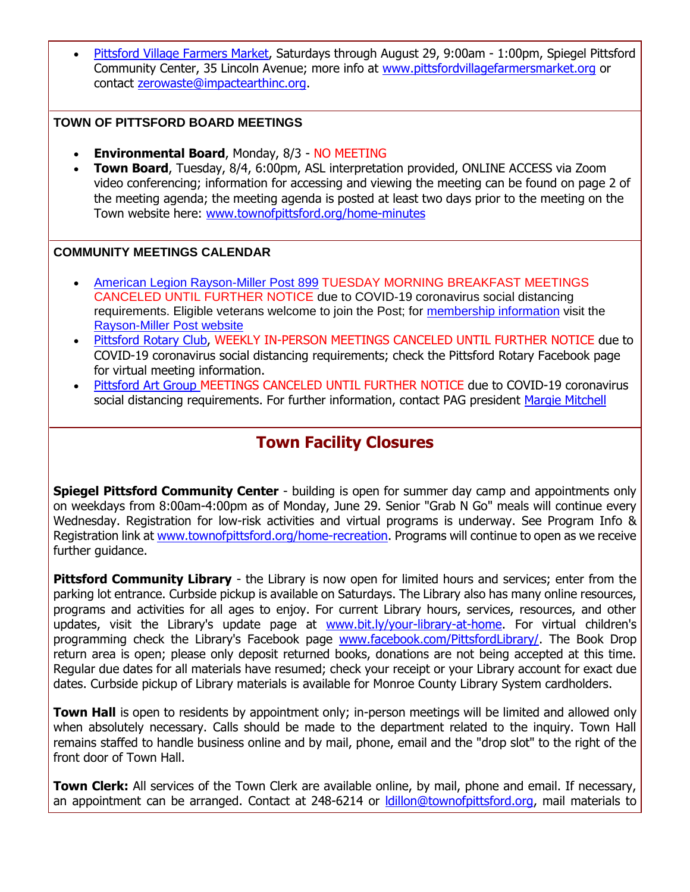- Pittsford Village Farmers Market, Saturdays through August 29, 9:00am - 1:00pm, Spiegel Pittsford Community Center, 35 Lincoln Avenue; more info at www.pittsfordvillagefarmersmarket.org or contact zerowaste@impactearthinc.org.

**TOWN OF PITTSFORD BOARD MEETINGS**

- **Environmental Board**, Monday, 8/3 - NO MEETING
- **Town Board**, Tuesday, 8/4, 6:00pm, ASL interpretation provided, ONLINE ACCESS via Zoom video conferencing; information for accessing and viewing the meeting can be found on page 2 of the meeting agenda; the meeting agenda is posted at least two days prior to the meeting on the Town website here: www.townofpittsford.org/home-minutes

**COMMUNITY MEETINGS CALENDAR**

- American Legion Rayson-Miller Post 899 TUESDAY MORNING BREAKFAST MEETINGS CANCELED UNTIL FURTHER NOTICE due to COVID-19 coronavirus social distancing requirements. Eligible veterans welcome to join the Post; for membership information visit the Rayson-Miller Post website
- Pittsford Rotary Club, WEEKLY IN-PERSON MEETINGS CANCELED UNTIL FURTHER NOTICE due to COVID-19 coronavirus social distancing requirements; check the Pittsford Rotary Facebook page for virtual meeting information.
- Pittsford Art Group MEETINGS CANCELED UNTIL FURTHER NOTICE due to COVID-19 coronavirus social distancing requirements. For further information, contact PAG president Margie Mitchell

## Town Facility Closures

**Spiegel Pittsford Community Center** - building is open for summer day camp and appointments only on weekdays from 8:00am-4:00pm as of Monday, June 29. Senior "Grab N Go" meals will continue every Wednesday. Registration for low-risk activities and virtual programs is underway. See Program Info & Registration link at www.townofpittsford.org/home-recreation. Programs will continue to open as we receive further guidance.

**Pittsford Community Library** - the Library is now open for limited hours and services; enter from the parking lot entrance. Curbside pickup is available on Saturdays. The Library also has many online resources, programs and activities for all ages to enjoy. For current Library hours, services, resources, and other updates, visit the Library's update page at www.bit.ly/your-library-at-home. For virtual children's programming check the Library's Facebook page www.facebook.com/PittsfordLibrary/. The Book Drop return area is open; please only deposit returned books, donations are not being accepted at this time. Regular due dates for all materials have resumed; check your receipt or your Library account for exact due dates. Curbside pickup of Library materials is available for Monroe County Library System cardholders.

**Town Hall** is open to residents by appointment only; in-person meetings will be limited and allowed only when absolutely necessary. Calls should be made to the department related to the inquiry. Town Hall remains staffed to handle business online and by mail, phone, email and the "drop slot" to the right of the front door of Town Hall.

**Town Clerk:** All services of the Town Clerk are available online, by mail, phone and email. If necessary, an appointment can be arranged. Contact at 248-6214 or ldillon@townofpittsford.org, mail materials to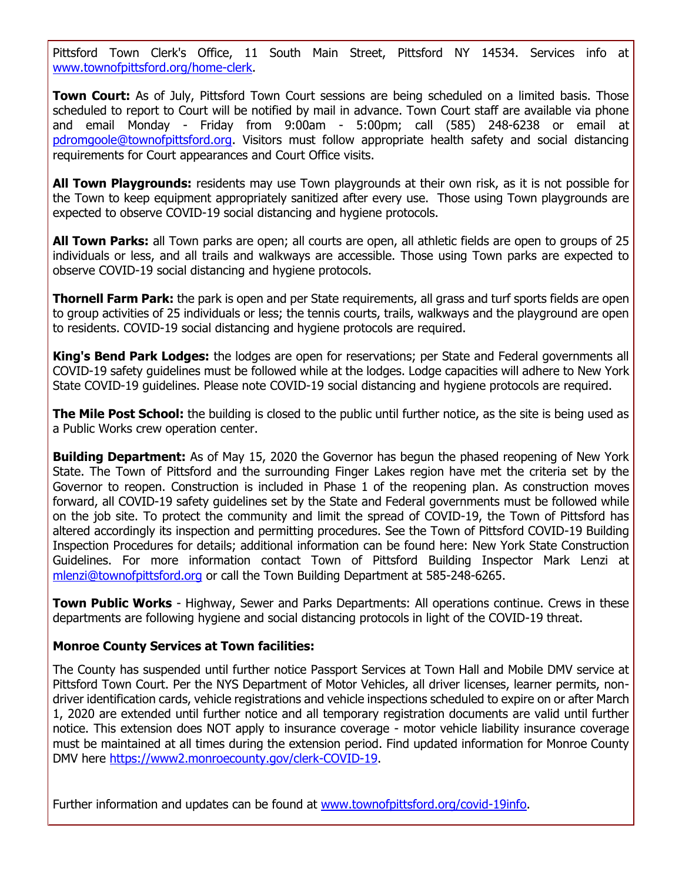Pittsford Town Clerk's Office, 11 South Main Street, Pittsford NY 14534. Services info at [www.townofpittsford.org/home-clerk](www.townofpittsford.org/home-clerk).

**Town Court:** As of July, Pittsford Town Court sessions are being scheduled on a limited basis. Those scheduled to report to Court will be notified by mail in advance. Town Court staff are available via phone and email Monday - Friday from 9:00am - 5:00pm; call (585) 248-6238 or email at [pdromgoole@townofpittsford.org](mailto:pdromgoole@townofpittsford.org). Visitors must follow appropriate health safety and social distancing requirements for Court appearances and Court Office visits.

**All Town Playgrounds:** residents may use Town playgrounds at their own risk, as it is not possible for the Town to keep equipment appropriately sanitized after every use. Those using Town playgrounds are expected to observe COVID-19 social distancing and hygiene protocols.

**All Town Parks:** all Town parks are open; all courts are open, all athletic fields are open to groups of 25 individuals or less, and all trails and walkways are accessible. Those using Town parks are expected to observe COVID-19 social distancing and hygiene protocols.

**Thornell Farm Park:** the park is open and per State requirements, all grass and turf sports fields are open to group activities of 25 individuals or less; the tennis courts, trails, walkways and the playground are open to residents. COVID-19 social distancing and hygiene protocols are required.

**King's Bend Park Lodges:** the lodges are open for reservations; per State and Federal governments all COVID-19 safety guidelines must be followed while at the lodges. Lodge capacities will adhere to New York State COVID-19 guidelines. Please note COVID-19 social distancing and hygiene protocols are required.

**The Mile Post School:** the building is closed to the public until further notice, as the site is being used as a Public Works crew operation center.

**Building Department:** As of May 15, 2020 the Governor has begun the phased reopening of New York State. The Town of Pittsford and the surrounding Finger Lakes region have met the criteria set by the Governor to reopen. Construction is included in Phase 1 of the reopening plan. As construction moves forward, all COVID-19 safety guidelines set by the State and Federal governments must be followed while on the job site. To protect the community and limit the spread of COVID-19, the Town of Pittsford has altered accordingly its inspection and permitting procedures. See the Town of Pittsford COVID-19 Building Inspection Procedures for details; additional information can be found here: New York State Construction Guidelines. For more information contact Town of Pittsford Building Inspector Mark Lenzi at [mlenzi@townofpittsford.org](mailto:mlenzi@townofpittsford.org) or call the Town Building Department at 585-248-6265.

**Town Public Works** - Highway, Sewer and Parks Departments: All operations continue. Crews in these departments are following hygiene and social distancing protocols in light of the COVID-19 threat.

**Monroe County Services at Town facilities:**

The County has suspended until further notice Passport Services at Town Hall and Mobile DMV service at Pittsford Town Court. Per the NYS Department of Motor Vehicles, all driver licenses, learner permits, non-driver identification cards, vehicle registrations and vehicle inspections scheduled to expire on or after March 1, 2020 are extended until further notice and all temporary registration documents are valid until further notice. This extension does NOT apply to insurance coverage - motor vehicle liability insurance coverage must be maintained at all times during the extension period. Find updated information for Monroe County DMV here [https://www2.monroecounty.gov/clerk-COVID-19](https://www2.monroecounty.gov/clerk-COVID-19).

Further information and updates can be found at [www.townofpittsford.org/covid-19info](www.townofpittsford.org/covid-19info).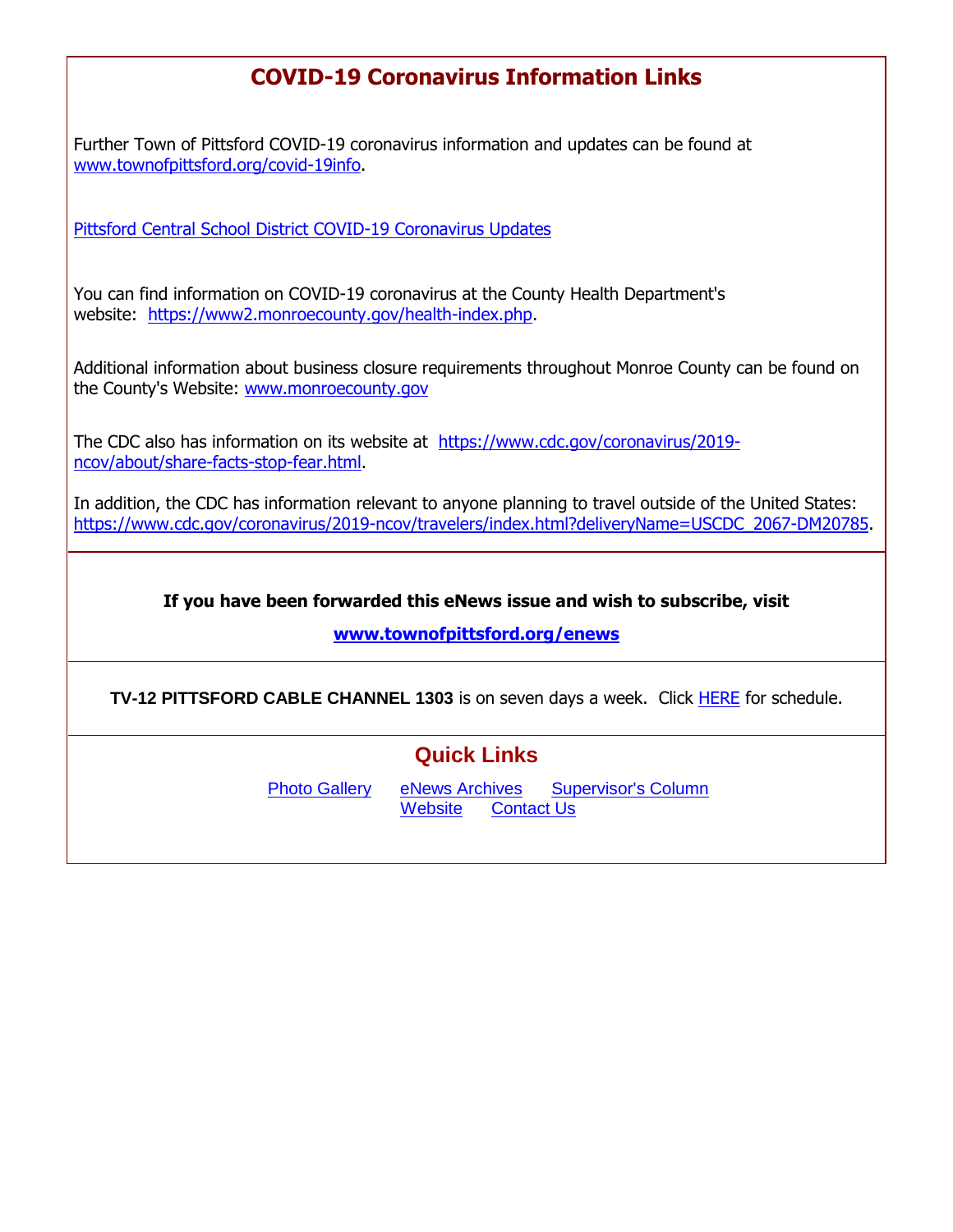## COVID-19 Coronavirus Information Links

Further Town of Pittsford COVID-19 coronavirus information and updates can be found at www.townofpittsford.org/covid-19info.

Pittsford Central School District COVID-19 Coronavirus Updates

You can find information on COVID-19 coronavirus at the County Health Department's website: https://www2.monroecounty.gov/health-index.php.

Additional information about business closure requirements throughout Monroe County can be found on the County's Website: www.monroecounty.gov

The CDC also has information on its website at https://www.cdc.gov/coronavirus/2019-ncov/about/share-facts-stop-fear.html.

In addition, the CDC has information relevant to anyone planning to travel outside of the United States: https://www.cdc.gov/coronavirus/2019-ncov/travelers/index.html?deliveryName=USCDC_2067-DM20785.

**If you have been forwarded this eNews issue and wish to subscribe, visit**

**www.townofpittsford.org/enews**

**TV-12 PITTSFORD CABLE CHANNEL 1303** is on seven days a week. Click HERE for schedule.

## Quick Links

Photo Gallery eNews Archives Supervisor's Column
Website Contact Us